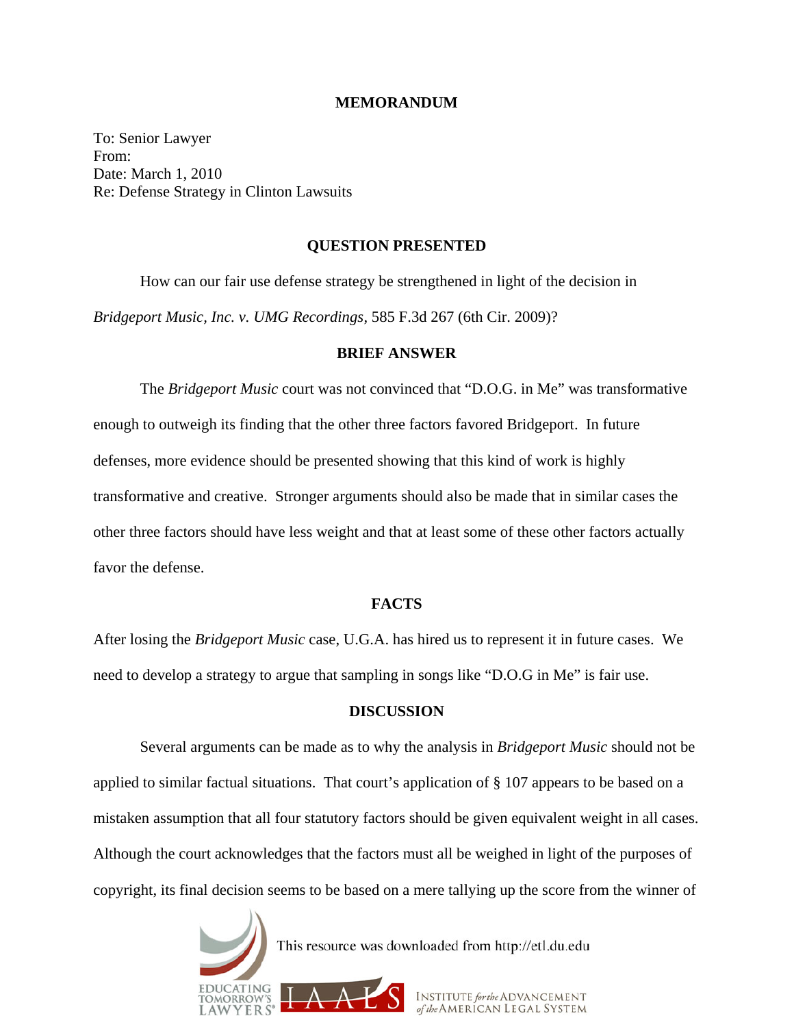# MEMORANDUM

To: Senior Lawyer
From:
Date: March 1, 2010
Re: Defense Strategy in Clinton Lawsuits

## QUESTION PRESENTED

How can our fair use defense strategy be strengthened in light of the decision in *Bridgeport Music, Inc. v. UMG Recordings*, 585 F.3d 267 (6th Cir. 2009)?

## BRIEF ANSWER

The *Bridgeport Music* court was not convinced that "D.O.G. in Me" was transformative enough to outweigh its finding that the other three factors favored Bridgeport. In future defenses, more evidence should be presented showing that this kind of work is highly transformative and creative. Stronger arguments should also be made that in similar cases the other three factors should have less weight and that at least some of these other factors actually favor the defense.

## FACTS

After losing the *Bridgeport Music* case, U.G.A. has hired us to represent it in future cases. We need to develop a strategy to argue that sampling in songs like "D.O.G in Me" is fair use.

## DISCUSSION

Several arguments can be made as to why the analysis in *Bridgeport Music* should not be applied to similar factual situations. That court's application of § 107 appears to be based on a mistaken assumption that all four statutory factors should be given equivalent weight in all cases. Although the court acknowledges that the factors must all be weighed in light of the purposes of copyright, its final decision seems to be based on a mere tallying up the score from the winner of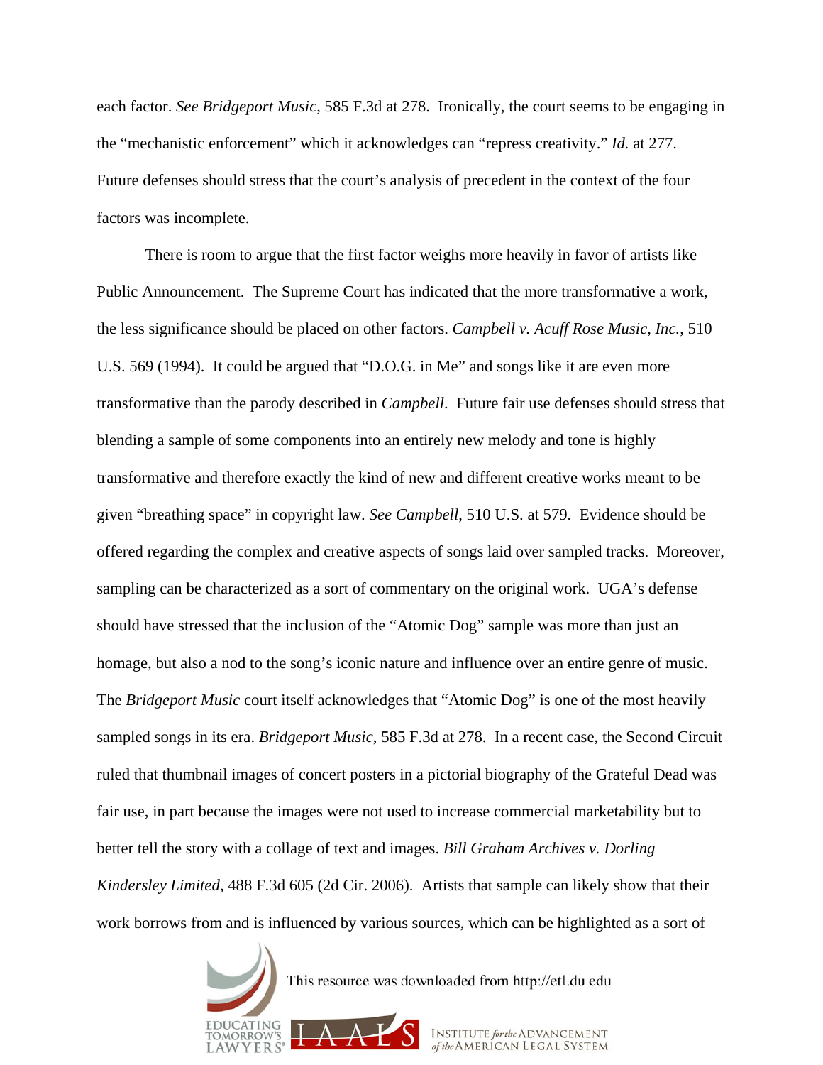each factor. *See Bridgeport Music*, 585 F.3d at 278. Ironically, the court seems to be engaging in the "mechanistic enforcement" which it acknowledges can "repress creativity." *Id.* at 277. Future defenses should stress that the court's analysis of precedent in the context of the four factors was incomplete.

There is room to argue that the first factor weighs more heavily in favor of artists like Public Announcement. The Supreme Court has indicated that the more transformative a work, the less significance should be placed on other factors. *Campbell v. Acuff Rose Music, Inc.*, 510 U.S. 569 (1994). It could be argued that "D.O.G. in Me" and songs like it are even more transformative than the parody described in *Campbell*. Future fair use defenses should stress that blending a sample of some components into an entirely new melody and tone is highly transformative and therefore exactly the kind of new and different creative works meant to be given "breathing space" in copyright law. *See Campbell*, 510 U.S. at 579. Evidence should be offered regarding the complex and creative aspects of songs laid over sampled tracks. Moreover, sampling can be characterized as a sort of commentary on the original work. UGA's defense should have stressed that the inclusion of the "Atomic Dog" sample was more than just an homage, but also a nod to the song's iconic nature and influence over an entire genre of music. The *Bridgeport Music* court itself acknowledges that "Atomic Dog" is one of the most heavily sampled songs in its era. *Bridgeport Music*, 585 F.3d at 278. In a recent case, the Second Circuit ruled that thumbnail images of concert posters in a pictorial biography of the Grateful Dead was fair use, in part because the images were not used to increase commercial marketability but to better tell the story with a collage of text and images. *Bill Graham Archives v. Dorling Kindersley Limited*, 488 F.3d 605 (2d Cir. 2006). Artists that sample can likely show that their work borrows from and is influenced by various sources, which can be highlighted as a sort of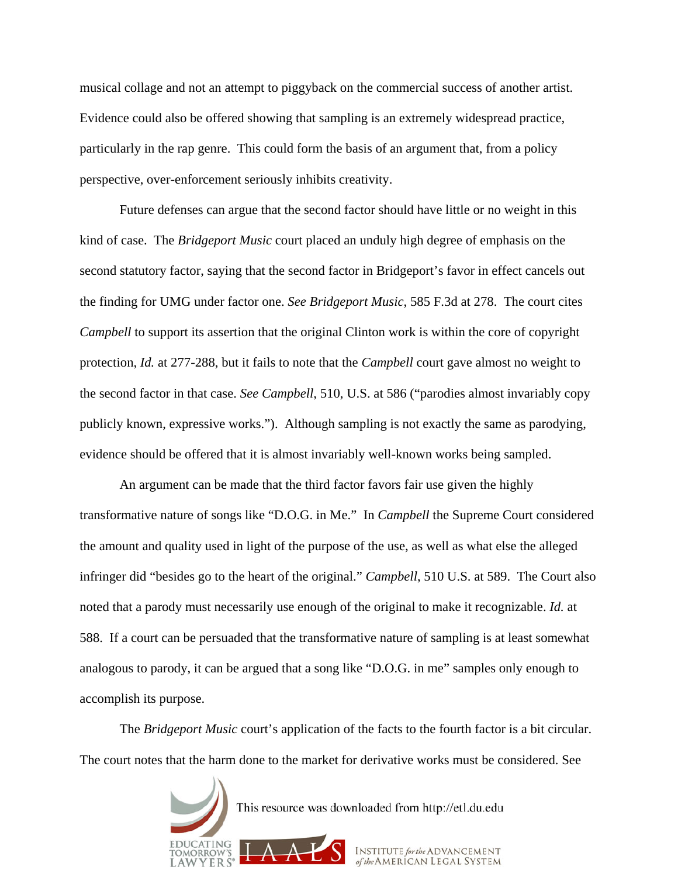musical collage and not an attempt to piggyback on the commercial success of another artist. Evidence could also be offered showing that sampling is an extremely widespread practice, particularly in the rap genre. This could form the basis of an argument that, from a policy perspective, over-enforcement seriously inhibits creativity.

Future defenses can argue that the second factor should have little or no weight in this kind of case. The *Bridgeport Music* court placed an unduly high degree of emphasis on the second statutory factor, saying that the second factor in Bridgeport's favor in effect cancels out the finding for UMG under factor one. *See Bridgeport Music,* 585 F.3d at 278. The court cites *Campbell* to support its assertion that the original Clinton work is within the core of copyright protection, *Id.* at 277-288, but it fails to note that the *Campbell* court gave almost no weight to the second factor in that case. *See Campbell*, 510, U.S. at 586 ("parodies almost invariably copy publicly known, expressive works."). Although sampling is not exactly the same as parodying, evidence should be offered that it is almost invariably well-known works being sampled.

An argument can be made that the third factor favors fair use given the highly transformative nature of songs like "D.O.G. in Me." In *Campbell* the Supreme Court considered the amount and quality used in light of the purpose of the use, as well as what else the alleged infringer did "besides go to the heart of the original." *Campbell*, 510 U.S. at 589. The Court also noted that a parody must necessarily use enough of the original to make it recognizable. *Id.* at 588. If a court can be persuaded that the transformative nature of sampling is at least somewhat analogous to parody, it can be argued that a song like "D.O.G. in me" samples only enough to accomplish its purpose.

The *Bridgeport Music* court's application of the facts to the fourth factor is a bit circular. The court notes that the harm done to the market for derivative works must be considered. See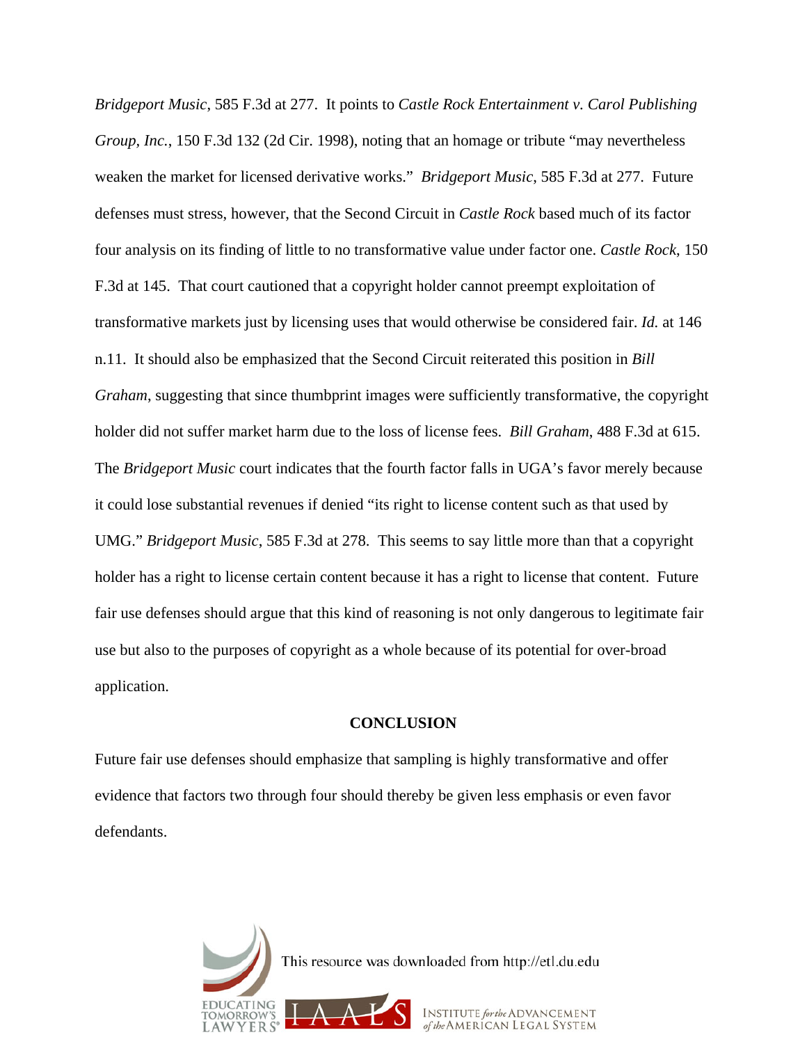*Bridgeport Music*, 585 F.3d at 277. It points to *Castle Rock Entertainment v. Carol Publishing Group, Inc.*, 150 F.3d 132 (2d Cir. 1998), noting that an homage or tribute "may nevertheless weaken the market for licensed derivative works." *Bridgeport Music*, 585 F.3d at 277. Future defenses must stress, however, that the Second Circuit in *Castle Rock* based much of its factor four analysis on its finding of little to no transformative value under factor one. *Castle Rock*, 150 F.3d at 145. That court cautioned that a copyright holder cannot preempt exploitation of transformative markets just by licensing uses that would otherwise be considered fair. *Id.* at 146 n.11. It should also be emphasized that the Second Circuit reiterated this position in *Bill Graham*, suggesting that since thumbprint images were sufficiently transformative, the copyright holder did not suffer market harm due to the loss of license fees. *Bill Graham*, 488 F.3d at 615. The *Bridgeport Music* court indicates that the fourth factor falls in UGA's favor merely because it could lose substantial revenues if denied "its right to license content such as that used by UMG." *Bridgeport Music*, 585 F.3d at 278. This seems to say little more than that a copyright holder has a right to license certain content because it has a right to license that content. Future fair use defenses should argue that this kind of reasoning is not only dangerous to legitimate fair use but also to the purposes of copyright as a whole because of its potential for over-broad application.

## CONCLUSION

Future fair use defenses should emphasize that sampling is highly transformative and offer evidence that factors two through four should thereby be given less emphasis or even favor defendants.

This resource was downloaded from http://etl.du.edu

EDUCATING TOMORROW'S LAWYERS® IAALS INSTITUTE *for the* ADVANCEMENT *of the* AMERICAN LEGAL SYSTEM